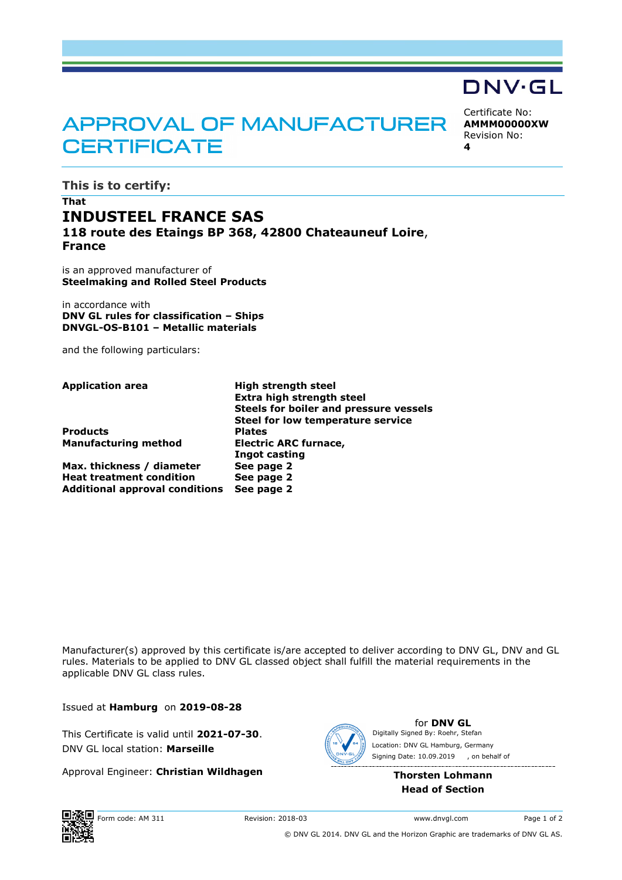DNV·GL

# APPROVAL OF MANUFACTURER CERTIFICATE

Certificate No:
**AMMM00000XW**
Revision No:
**4**

## This is to certify:

**That**

# INDUSTEEL FRANCE SAS

**118 route des Etaings BP 368, 42800 Chateauneuf Loire**, **France**

is an approved manufacturer of
**Steelmaking and Rolled Steel Products**

in accordance with
**DNV GL rules for classification – Ships**
**DNVGL-OS-B101 – Metallic materials**

and the following particulars:

| | |
|---|---|
| **Application area** | **High strength steel**<br>**Extra high strength steel**<br>**Steels for boiler and pressure vessels**<br>**Steel for low temperature service** |
| **Products** | **Plates** |
| **Manufacturing method** | **Electric ARC furnace,**<br>**Ingot casting** |
| **Max. thickness / diameter** | **See page 2** |
| **Heat treatment condition** | **See page 2** |
| **Additional approval conditions** | **See page 2** |

Manufacturer(s) approved by this certificate is/are accepted to deliver according to DNV GL, DNV and GL rules. Materials to be applied to DNV GL classed object shall fulfill the material requirements in the applicable DNV GL class rules.

Issued at **Hamburg** on **2019-08-28**

This Certificate is valid until **2021-07-30**.
DNV GL local station: **Marseille**

Approval Engineer: **Christian Wildhagen**

for **DNV GL**
Digitally Signed By: Roehr, Stefan
Location: DNV GL Hamburg, Germany
Signing Date: 10.09.2019 , on behalf of

**Thorsten Lohmann**
**Head of Section**

Form code: AM 311 Revision: 2018-03 www.dnvgl.com

© DNV GL 2014. DNV GL and the Horizon Graphic are trademarks of DNV GL AS.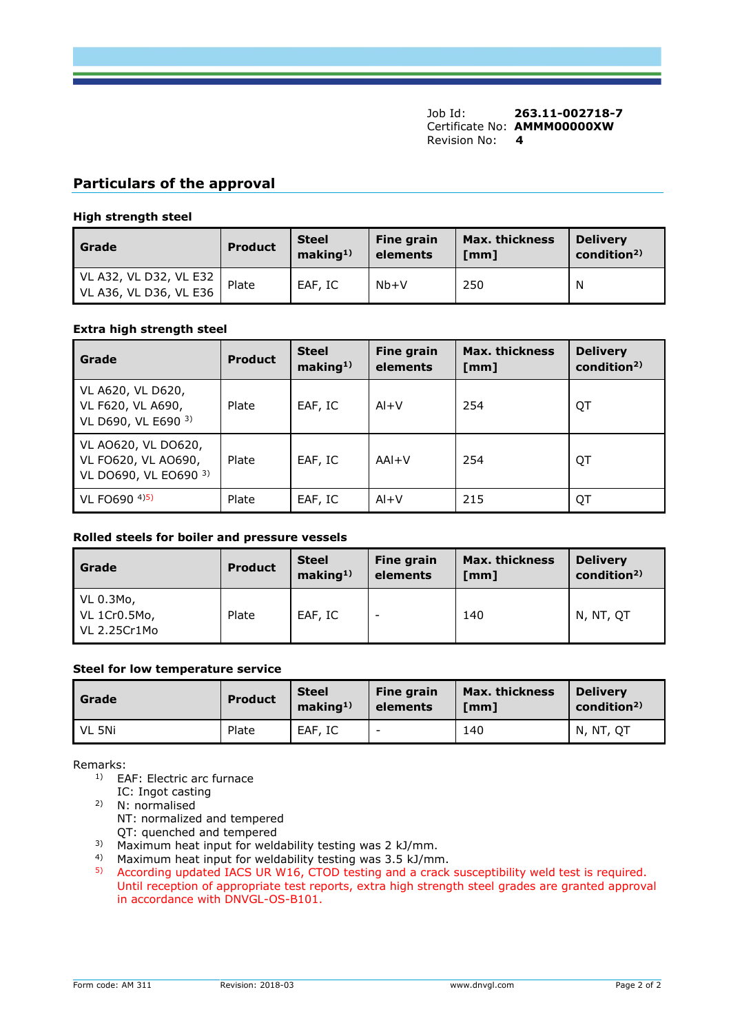Job Id: **263.11-002718-7**
Certificate No: **AMMM00000XW**
Revision No: **4**

## Particulars of the approval

### High strength steel

| Grade | Product | Steel making[1] | Fine grain elements | Max. thickness [mm] | Delivery condition[2] |
|---|---|---|---|---|---|
| VL A32, VL D32, VL E32 VL A36, VL D36, VL E36 | Plate | EAF, IC | Nb+V | 250 | N |

### Extra high strength steel

| Grade | Product | Steel making[1] | Fine grain elements | Max. thickness [mm] | Delivery condition[2] |
|---|---|---|---|---|---|
| VL A620, VL D620, VL F620, VL A690, VL D690, VL E690 [3] | Plate | EAF, IC | Al+V | 254 | QT |
| VL AO620, VL DO620, VL FO620, VL AO690, VL DO690, VL EO690 [3] | Plate | EAF, IC | AAl+V | 254 | QT |
| VL FO690 [4][5] | Plate | EAF, IC | Al+V | 215 | QT |

### Rolled steels for boiler and pressure vessels

| Grade | Product | Steel making[1] | Fine grain elements | Max. thickness [mm] | Delivery condition[2] |
|---|---|---|---|---|---|
| VL 0.3Mo, VL 1Cr0.5Mo, VL 2.25Cr1Mo | Plate | EAF, IC | - | 140 | N, NT, QT |

### Steel for low temperature service

| Grade | Product | Steel making[1] | Fine grain elements | Max. thickness [mm] | Delivery condition[2] |
|---|---|---|---|---|---|
| VL 5Ni | Plate | EAF, IC | - | 140 | N, NT, QT |

Remarks:

1) EAF: Electric arc furnace
   IC: Ingot casting
2) N: normalised
   NT: normalized and tempered
   QT: quenched and tempered
3) Maximum heat input for weldability testing was 2 kJ/mm.
4) Maximum heat input for weldability testing was 3.5 kJ/mm.
5) According updated IACS UR W16, CTOD testing and a crack susceptibility weld test is required. Until reception of appropriate test reports, extra high strength steel grades are granted approval in accordance with DNVGL-OS-B101.